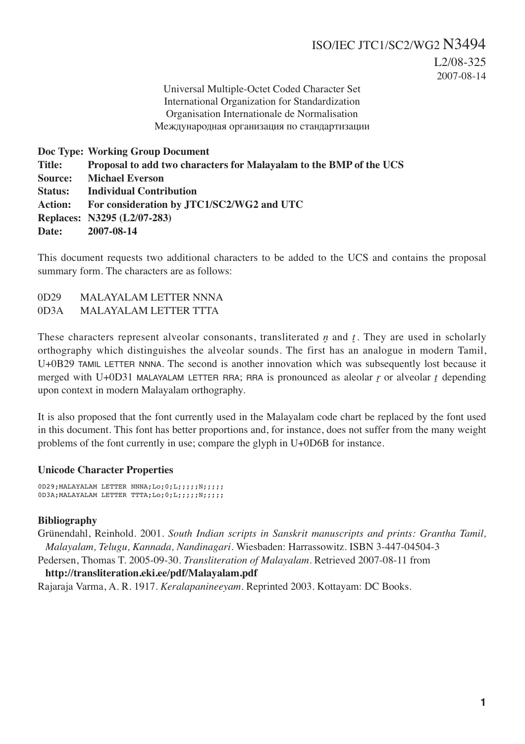ISO/IEC JTC1/SC2/WG2 N3494
L2/08-325
2007-08-14

Universal Multiple-Octet Coded Character Set
International Organization for Standardization
Organisation Internationale de Normalisation
Международная организация по стандартизации

**Doc Type: Working Group Document**
**Title: Proposal to add two characters for Malayalam to the BMP of the UCS**
**Source: Michael Everson**
**Status: Individual Contribution**
**Action: For consideration by JTC1/SC2/WG2 and UTC**
**Replaces: N3295 (L2/07-283)**
**Date: 2007-08-14**

This document requests two additional characters to be added to the UCS and contains the proposal summary form. The characters are as follows:

0D29 MALAYALAM LETTER NNNA
0D3A MALAYALAM LETTER TTTA

These characters represent alveolar consonants, transliterated *ṉ* and *ṯ*. They are used in scholarly orthography which distinguishes the alveolar sounds. The first has an analogue in modern Tamil, U+0B29 TAMIL LETTER NNNA. The second is another innovation which was subsequently lost because it merged with U+0D31 MALAYALAM LETTER RRA; RRA is pronounced as aleolar *ṟ* or alveolar *ṯ* depending upon context in modern Malayalam orthography.

It is also proposed that the font currently used in the Malayalam code chart be replaced by the font used in this document. This font has better proportions and, for instance, does not suffer from the many weight problems of the font currently in use; compare the glyph in U+0D6B for instance.

### Unicode Character Properties

```
0D29;MALAYALAM LETTER NNNA;Lo;0;L;;;;;N;;;;;
0D3A;MALAYALAM LETTER TTTA;Lo;0;L;;;;;N;;;;;
```

### Bibliography

Grünendahl, Reinhold. 2001. *South Indian scripts in Sanskrit manuscripts and prints: Grantha Tamil, Malayalam, Telugu, Kannada, Nandinagari*. Wiesbaden: Harrassowitz. ISBN 3-447-04504-3

Pedersen, Thomas T. 2005-09-30. *Transliteration of Malayalam*. Retrieved 2007-08-11 from **http://transliteration.eki.ee/pdf/Malayalam.pdf**

Rajaraja Varma, A. R. 1917. *Keralapanineeyam*. Reprinted 2003. Kottayam: DC Books.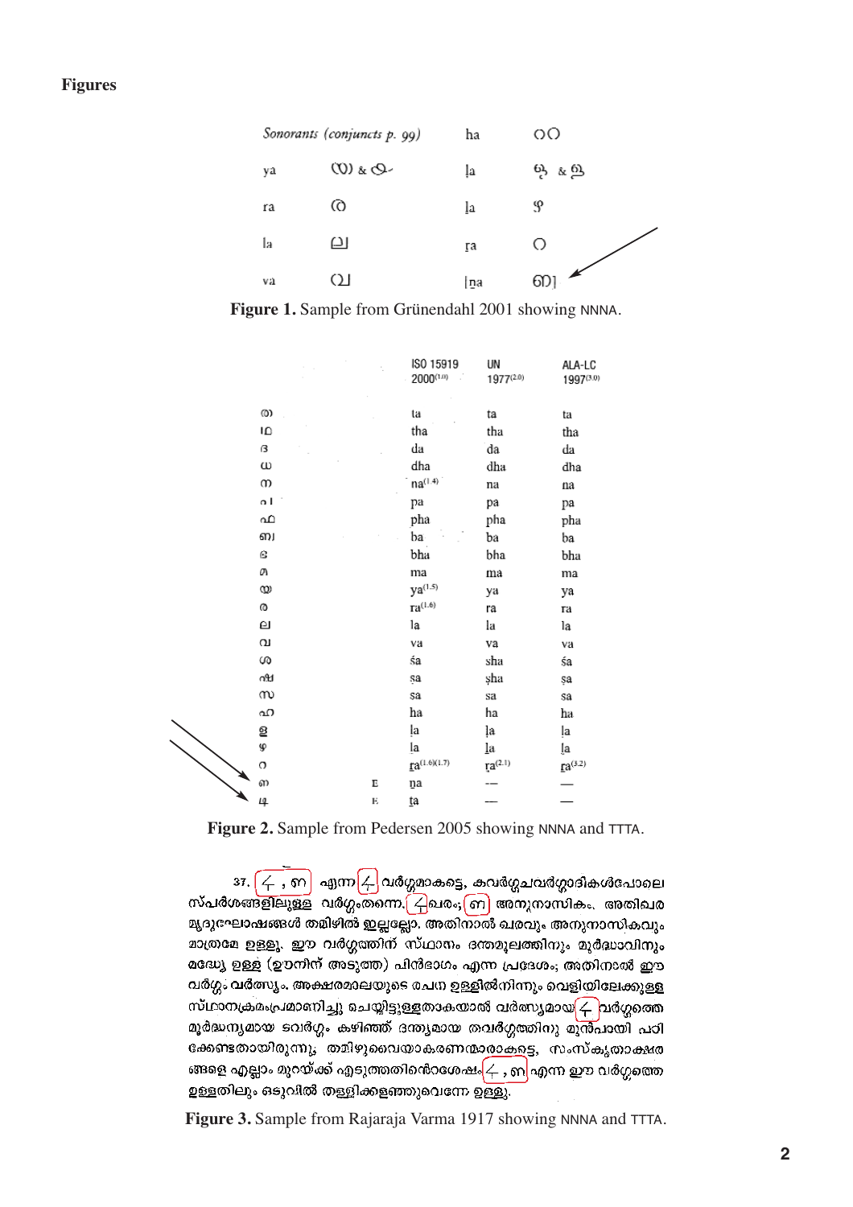## Figures

| Sonorants (conjuncts p. 99) | | ha | ഹ |
|---|---|---|---|
| ya | യ & ്യ | ḷa | ള & ള |
| ra | ര | ḻa | ഴ |
| la | ല | ṟa | റ |
| va | വ | ṉa | ഩ |

**Figure 1.** Sample from Grünendahl 2001 showing NNNA.

| | | ISO 15919 2000[1.0] | UN 1977[2.0] | ALA-LC 1997[3.0] |
|---|---|---|---|---|
| ത | | ta | ta | ta |
| ഥ | | tha | tha | tha |
| ദ | | da | da | da |
| ധ | | dha | dha | dha |
| ന | | na[1.4] | na | na |
| പ | | pa | pa | pa |
| ഫ | | pha | pha | pha |
| ബ | | ba | ba | ba |
| ഭ | | bha | bha | bha |
| മ | | ma | ma | ma |
| യ | | ya[1.5] | ya | ya |
| ര | | ra[1.6] | ra | ra |
| ല | | la | la | la |
| വ | | va | va | va |
| ശ | | śa | sha | śa |
| ഷ | | ṣa | ṣha | ṣa |
| സ | | sa | sa | sa |
| ഹ | | ha | ha | ha |
| ള | | ḷa | ḷa | ḷa |
| ഴ | | ḻa | ḻa | ḻa |
| റ | | ṟa[1.6][1.7] | ṟa[2.1] | ṟa[3.2] |
| ഩ | E | ṉa | — | — |
| ഺ | E | ṯa | — | — |

**Figure 2.** Sample from Pedersen 2005 showing NNNA and TTTA.

37. ഺ, ഩ എന്ന ഺ വർഗ്ഗമാകട്ടെ, കവർഗ്ഗചവർഗ്ഗാദികൾപോലെ സ്പർശങ്ങളിലുള്ള വർഗ്ഗംതന്നെ. ഺ ഖരം; ഩ അനുനാസികം. അതിഖര മൃദുഘോഷങ്ങൾ തമിഴിൽ ഇല്ലല്ലോ. അതിനാൽ ഖരവും അനുനാസികവും മാത്രമേ ഉള്ളൂ. ഈ വർഗ്ഗത്തിന് സ്ഥാനം ദന്തമൂലത്തിനും മൂർദ്ധാവിനും മദ്ധ്യേ ഉള്ള (ഊനിന് അടുത്ത) പിൻഭാഗം എന്ന പ്രദേശം; അതിനാൽ ഈ വർഗ്ഗം വർത്സ്യം. അക്ഷരമാലയുടെ രചന ഉള്ളിൽനിന്നും വെളിയിലേക്കുള്ള സ്ഥാനക്രമംപ്രമാണിച്ചു ചെയ്തിട്ടുള്ളതാകയാൽ വർത്സ്യമായ ഺ വർഗ്ഗത്തെ മൂർദ്ധന്യമായ ടവർഗ്ഗം കഴിഞ്ഞ് ദന്ത്യമായ തവർഗ്ഗത്തിനു മുൻപായി പഠിക്കേണ്ടതായിരുന്നു. തമിഴുവൈയാകരണന്മാരാകട്ടെ, സംസ്കൃതാക്ഷരങ്ങളെ എല്ലാം മുറയ്ക്ക് എടുത്തതിന്റെശേഷം ഺ, ഩ എന്ന ഈ വർഗ്ഗത്തെ ഉള്ളതിലും ഒടുവിൽ തള്ളിക്കളഞ്ഞുവെന്നേ ഉള്ളൂ.

**Figure 3.** Sample from Rajaraja Varma 1917 showing NNNA and TTTA.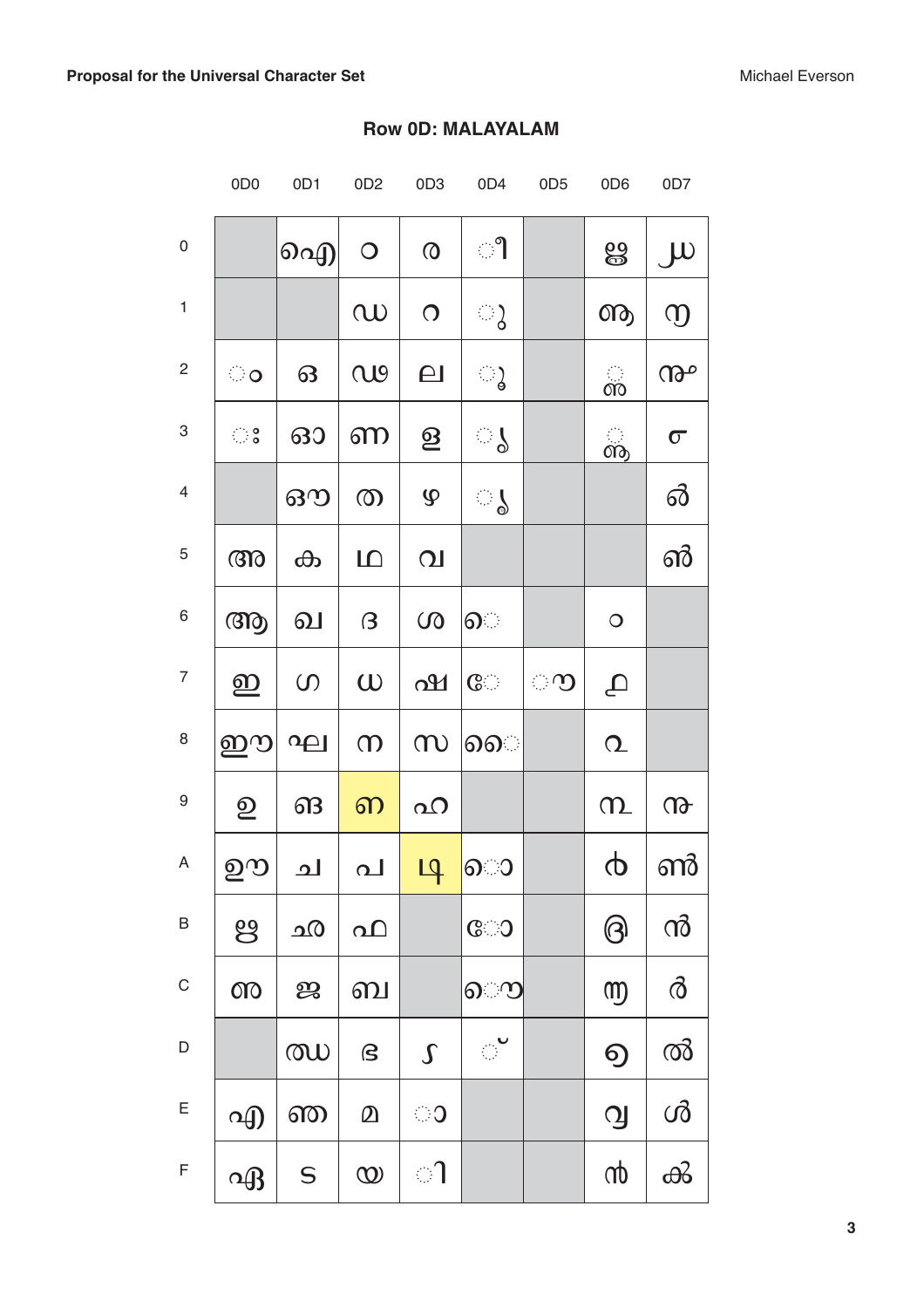## Row 0D: MALAYALAM

| | 0D0 | 0D1 | 0D2 | 0D3 | 0D4 | 0D5 | 0D6 | 0D7 |
|---|---|---|---|---|---|---|---|---|
| 0 | | ഐ | ഠ | ര | ◌ീ | | ൠ | ൰ |
| 1 | | | ഡ | റ | ◌ു | | ൡ | ൱ |
| 2 | ◌ം | ഒ | ഢ | ല | ◌ൂ | | ◌ൢ | ൲ |
| 3 | ◌ഃ | ഓ | ണ | ള | ◌ൃ | | ◌ൣ | ൳ |
| 4 | | ഔ | ത | ഴ | ◌ൄ | | | ൴ |
| 5 | അ | ക | ഥ | വ | | | | ൵ |
| 6 | ആ | ഖ | ദ | ശ | െ◌ | | ൦ | |
| 7 | ഇ | ഗ | ധ | ഷ | േ◌ | ◌ൗ | ൧ | |
| 8 | ഈ | ഘ | ന | സ | ൈ◌ | | ൨ | |
| 9 | ഉ | ങ | ഩ | ഹ | | | ൩ | ൹ |
| A | ഊ | ച | പ | ഺ | ◌ൊ | | ൪ | ൺ |
| B | ഋ | ഛ | ഫ | | ◌ോ | | ൫ | ൻ |
| C | ഌ | ജ | ബ | | ◌ൌ | | ൬ | ർ |
| D | | ഝ | ഭ | ഽ | ◌് | | ൭ | ൽ |
| E | എ | ഞ | മ | ◌ാ | | | ൮ | ൾ |
| F | ഏ | ട | യ | ◌ി | | | ൯ | ൿ |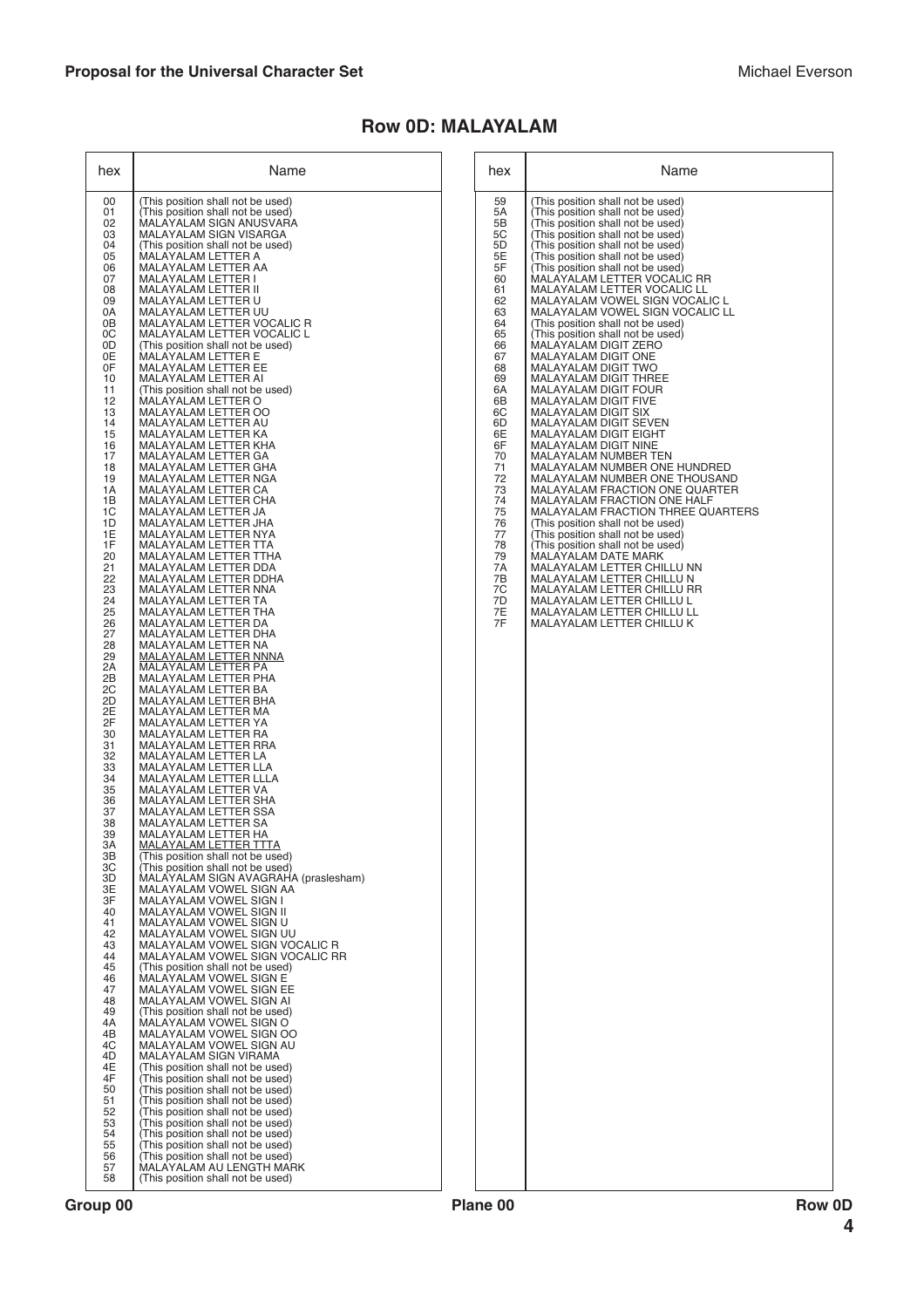## Row 0D: MALAYALAM

| hex | Name |
|---|---|
| 00 | (This position shall not be used) |
| 01 | (This position shall not be used) |
| 02 | MALAYALAM SIGN ANUSVARA |
| 03 | MALAYALAM SIGN VISARGA |
| 04 | (This position shall not be used) |
| 05 | MALAYALAM LETTER A |
| 06 | MALAYALAM LETTER AA |
| 07 | MALAYALAM LETTER I |
| 08 | MALAYALAM LETTER II |
| 09 | MALAYALAM LETTER U |
| 0A | MALAYALAM LETTER UU |
| 0B | MALAYALAM LETTER VOCALIC R |
| 0C | MALAYALAM LETTER VOCALIC L |
| 0D | (This position shall not be used) |
| 0E | MALAYALAM LETTER E |
| 0F | MALAYALAM LETTER EE |
| 10 | MALAYALAM LETTER AI |
| 11 | (This position shall not be used) |
| 12 | MALAYALAM LETTER O |
| 13 | MALAYALAM LETTER OO |
| 14 | MALAYALAM LETTER AU |
| 15 | MALAYALAM LETTER KA |
| 16 | MALAYALAM LETTER KHA |
| 17 | MALAYALAM LETTER GA |
| 18 | MALAYALAM LETTER GHA |
| 19 | MALAYALAM LETTER NGA |
| 1A | MALAYALAM LETTER CA |
| 1B | MALAYALAM LETTER CHA |
| 1C | MALAYALAM LETTER JA |
| 1D | MALAYALAM LETTER JHA |
| 1E | MALAYALAM LETTER NYA |
| 1F | MALAYALAM LETTER TTA |
| 20 | MALAYALAM LETTER TTHA |
| 21 | MALAYALAM LETTER DDA |
| 22 | MALAYALAM LETTER DDHA |
| 23 | MALAYALAM LETTER NNA |
| 24 | MALAYALAM LETTER TA |
| 25 | MALAYALAM LETTER THA |
| 26 | MALAYALAM LETTER DA |
| 27 | MALAYALAM LETTER DHA |
| 28 | MALAYALAM LETTER NA |
| 29 | <u>MALAYALAM LETTER NNNA</u> |
| 2A | MALAYALAM LETTER PA |
| 2B | MALAYALAM LETTER PHA |
| 2C | MALAYALAM LETTER BA |
| 2D | MALAYALAM LETTER BHA |
| 2E | MALAYALAM LETTER MA |
| 2F | MALAYALAM LETTER YA |
| 30 | MALAYALAM LETTER RA |
| 31 | MALAYALAM LETTER RRA |
| 32 | MALAYALAM LETTER LA |
| 33 | MALAYALAM LETTER LLA |
| 34 | MALAYALAM LETTER LLLA |
| 35 | MALAYALAM LETTER VA |
| 36 | MALAYALAM LETTER SHA |
| 37 | MALAYALAM LETTER SSA |
| 38 | MALAYALAM LETTER SA |
| 39 | MALAYALAM LETTER HA |
| 3A | <u>MALAYALAM LETTER TTTA</u> |
| 3B | (This position shall not be used) |
| 3C | (This position shall not be used) |
| 3D | MALAYALAM SIGN AVAGRAHA (praslesham) |
| 3E | MALAYALAM VOWEL SIGN AA |
| 3F | MALAYALAM VOWEL SIGN I |
| 40 | MALAYALAM VOWEL SIGN II |
| 41 | MALAYALAM VOWEL SIGN U |
| 42 | MALAYALAM VOWEL SIGN UU |
| 43 | MALAYALAM VOWEL SIGN VOCALIC R |
| 44 | MALAYALAM VOWEL SIGN VOCALIC RR |
| 45 | (This position shall not be used) |
| 46 | MALAYALAM VOWEL SIGN E |
| 47 | MALAYALAM VOWEL SIGN EE |
| 48 | MALAYALAM VOWEL SIGN AI |
| 49 | (This position shall not be used) |
| 4A | MALAYALAM VOWEL SIGN O |
| 4B | MALAYALAM VOWEL SIGN OO |
| 4C | MALAYALAM VOWEL SIGN AU |
| 4D | MALAYALAM SIGN VIRAMA |
| 4E | (This position shall not be used) |
| 4F | (This position shall not be used) |
| 50 | (This position shall not be used) |
| 51 | (This position shall not be used) |
| 52 | (This position shall not be used) |
| 53 | (This position shall not be used) |
| 54 | (This position shall not be used) |
| 55 | (This position shall not be used) |
| 56 | (This position shall not be used) |
| 57 | MALAYALAM AU LENGTH MARK |
| 58 | (This position shall not be used) |
| 59 | (This position shall not be used) |
| 5A | (This position shall not be used) |
| 5B | (This position shall not be used) |
| 5C | (This position shall not be used) |
| 5D | (This position shall not be used) |
| 5E | (This position shall not be used) |
| 5F | (This position shall not be used) |
| 60 | MALAYALAM LETTER VOCALIC RR |
| 61 | MALAYALAM LETTER VOCALIC LL |
| 62 | MALAYALAM VOWEL SIGN VOCALIC L |
| 63 | MALAYALAM VOWEL SIGN VOCALIC LL |
| 64 | (This position shall not be used) |
| 65 | (This position shall not be used) |
| 66 | MALAYALAM DIGIT ZERO |
| 67 | MALAYALAM DIGIT ONE |
| 68 | MALAYALAM DIGIT TWO |
| 69 | MALAYALAM DIGIT THREE |
| 6A | MALAYALAM DIGIT FOUR |
| 6B | MALAYALAM DIGIT FIVE |
| 6C | MALAYALAM DIGIT SIX |
| 6D | MALAYALAM DIGIT SEVEN |
| 6E | MALAYALAM DIGIT EIGHT |
| 6F | MALAYALAM DIGIT NINE |
| 70 | MALAYALAM NUMBER TEN |
| 71 | MALAYALAM NUMBER ONE HUNDRED |
| 72 | MALAYALAM NUMBER ONE THOUSAND |
| 73 | MALAYALAM FRACTION ONE QUARTER |
| 74 | MALAYALAM FRACTION ONE HALF |
| 75 | MALAYALAM FRACTION THREE QUARTERS |
| 76 | (This position shall not be used) |
| 77 | (This position shall not be used) |
| 78 | (This position shall not be used) |
| 79 | MALAYALAM DATE MARK |
| 7A | MALAYALAM LETTER CHILLU NN |
| 7B | MALAYALAM LETTER CHILLU N |
| 7C | MALAYALAM LETTER CHILLU RR |
| 7D | MALAYALAM LETTER CHILLU L |
| 7E | MALAYALAM LETTER CHILLU LL |
| 7F | MALAYALAM LETTER CHILLU K |

Group 00 — Plane 00 — Row 0D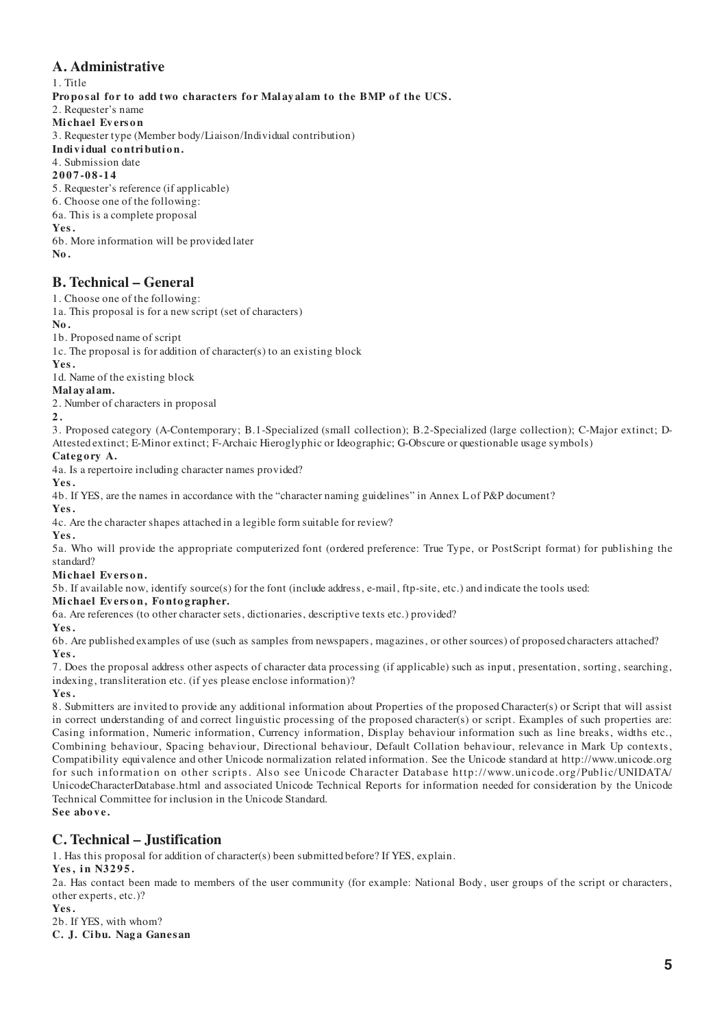## A. Administrative

1. Title

**Proposal for to add two characters for Malayalam to the BMP of the UCS.**

2. Requester's name

**Michael Everson**

3. Requester type (Member body/Liaison/Individual contribution)

**Individual contribution.**

4. Submission date

**2007-08-14**

5. Requester's reference (if applicable)

6. Choose one of the following:

6a. This is a complete proposal

**Yes.**

6b. More information will be provided later

**No.**

## B. Technical – General

1. Choose one of the following:

1a. This proposal is for a new script (set of characters)

**No.**

1b. Proposed name of script

1c. The proposal is for addition of character(s) to an existing block

**Yes.**

1d. Name of the existing block

**Malayalam.**

2. Number of characters in proposal

**2.**

3. Proposed category (A-Contemporary; B.1-Specialized (small collection); B.2-Specialized (large collection); C-Major extinct; D-Attested extinct; E-Minor extinct; F-Archaic Hieroglyphic or Ideographic; G-Obscure or questionable usage symbols)

**Category A.**

4a. Is a repertoire including character names provided?

**Yes.**

4b. If YES, are the names in accordance with the "character naming guidelines" in Annex L of P&P document?

**Yes.**

4c. Are the character shapes attached in a legible form suitable for review?

**Yes.**

5a. Who will provide the appropriate computerized font (ordered preference: True Type, or PostScript format) for publishing the standard?

**Michael Everson.**

5b. If available now, identify source(s) for the font (include address, e-mail, ftp-site, etc.) and indicate the tools used:

**Michael Everson, Fontographer.**

6a. Are references (to other character sets, dictionaries, descriptive texts etc.) provided?

**Yes.**

6b. Are published examples of use (such as samples from newspapers, magazines, or other sources) of proposed characters attached?

**Yes.**

7. Does the proposal address other aspects of character data processing (if applicable) such as input, presentation, sorting, searching, indexing, transliteration etc. (if yes please enclose information)?

**Yes.**

8. Submitters are invited to provide any additional information about Properties of the proposed Character(s) or Script that will assist in correct understanding of and correct linguistic processing of the proposed character(s) or script. Examples of such properties are: Casing information, Numeric information, Currency information, Display behaviour information such as line breaks, widths etc., Combining behaviour, Spacing behaviour, Directional behaviour, Default Collation behaviour, relevance in Mark Up contexts, Compatibility equivalence and other Unicode normalization related information. See the Unicode standard at http://www.unicode.org for such information on other scripts. Also see Unicode Character Database http://www.unicode.org/Public/UNIDATA/UnicodeCharacterDatabase.html and associated Unicode Technical Reports for information needed for consideration by the Unicode Technical Committee for inclusion in the Unicode Standard.

**See above.**

## C. Technical – Justification

1. Has this proposal for addition of character(s) been submitted before? If YES, explain.

**Yes, in N3295.**

2a. Has contact been made to members of the user community (for example: National Body, user groups of the script or characters, other experts, etc.)?

**Yes.**

2b. If YES, with whom?

**C. J. Cibu. Naga Ganesan**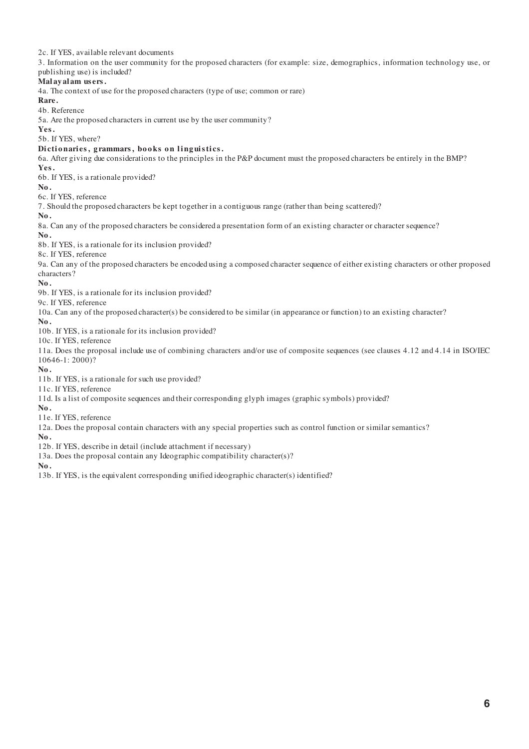2c. If YES, available relevant documents

3. Information on the user community for the proposed characters (for example: size, demographics, information technology use, or publishing use) is included?

**Malayalam users.**

4a. The context of use for the proposed characters (type of use; common or rare)

**Rare.**

4b. Reference

5a. Are the proposed characters in current use by the user community?

**Yes.**

5b. If YES, where?

**Dictionaries, grammars, books on linguistics.**

6a. After giving due considerations to the principles in the P&P document must the proposed characters be entirely in the BMP?

**Yes.**

6b. If YES, is a rationale provided?

**No.**

6c. If YES, reference

7. Should the proposed characters be kept together in a contiguous range (rather than being scattered)?

**No.**

8a. Can any of the proposed characters be considered a presentation form of an existing character or character sequence?

**No.**

8b. If YES, is a rationale for its inclusion provided?

8c. If YES, reference

9a. Can any of the proposed characters be encoded using a composed character sequence of either existing characters or other proposed characters?

**No.**

9b. If YES, is a rationale for its inclusion provided?

9c. If YES, reference

10a. Can any of the proposed character(s) be considered to be similar (in appearance or function) to an existing character?

**No.**

10b. If YES, is a rationale for its inclusion provided?

10c. If YES, reference

11a. Does the proposal include use of combining characters and/or use of composite sequences (see clauses 4.12 and 4.14 in ISO/IEC 10646-1: 2000)?

**No.**

11b. If YES, is a rationale for such use provided?

11c. If YES, reference

11d. Is a list of composite sequences and their corresponding glyph images (graphic symbols) provided?

**No.**

11e. If YES, reference

12a. Does the proposal contain characters with any special properties such as control function or similar semantics?

**No.**

12b. If YES, describe in detail (include attachment if necessary)

13a. Does the proposal contain any Ideographic compatibility character(s)?

**No.**

13b. If YES, is the equivalent corresponding unified ideographic character(s) identified?